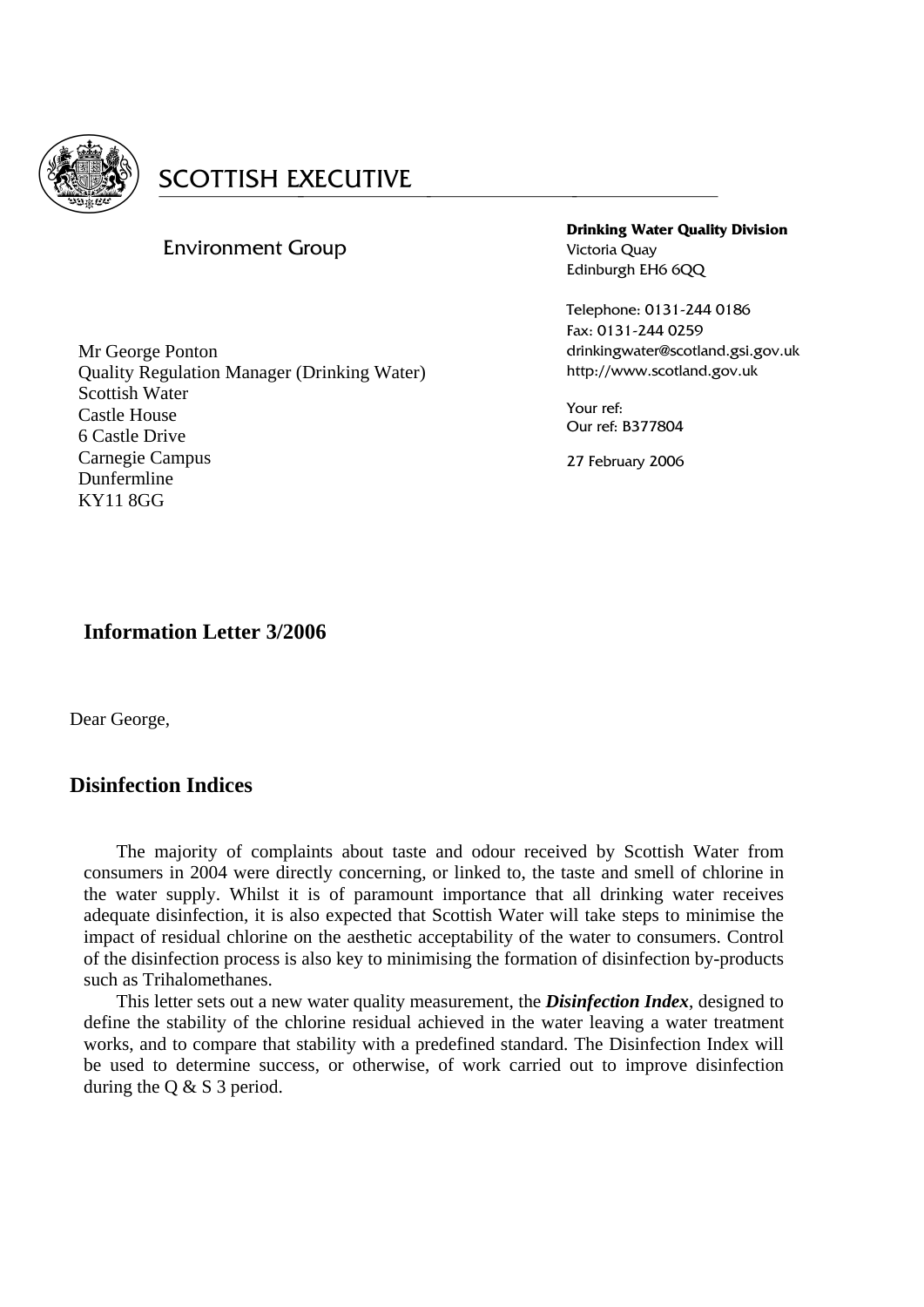SCOTTISH EXECUTIVE

Environment Group

**Drinking Water Quality Division**
Victoria Quay
Edinburgh EH6 6QQ

Telephone: 0131-244 0186
Fax: 0131-244 0259
drinkingwater@scotland.gsi.gov.uk
http://www.scotland.gov.uk

Your ref:
Our ref: B377804

27 February 2006

Mr George Ponton
Quality Regulation Manager (Drinking Water)
Scottish Water
Castle House
6 Castle Drive
Carnegie Campus
Dunfermline
KY11 8GG

**Information Letter 3/2006**

Dear George,

## Disinfection Indices

The majority of complaints about taste and odour received by Scottish Water from consumers in 2004 were directly concerning, or linked to, the taste and smell of chlorine in the water supply. Whilst it is of paramount importance that all drinking water receives adequate disinfection, it is also expected that Scottish Water will take steps to minimise the impact of residual chlorine on the aesthetic acceptability of the water to consumers. Control of the disinfection process is also key to minimising the formation of disinfection by-products such as Trihalomethanes.

This letter sets out a new water quality measurement, the ***Disinfection Index***, designed to define the stability of the chlorine residual achieved in the water leaving a water treatment works, and to compare that stability with a predefined standard. The Disinfection Index will be used to determine success, or otherwise, of work carried out to improve disinfection during the Q & S 3 period.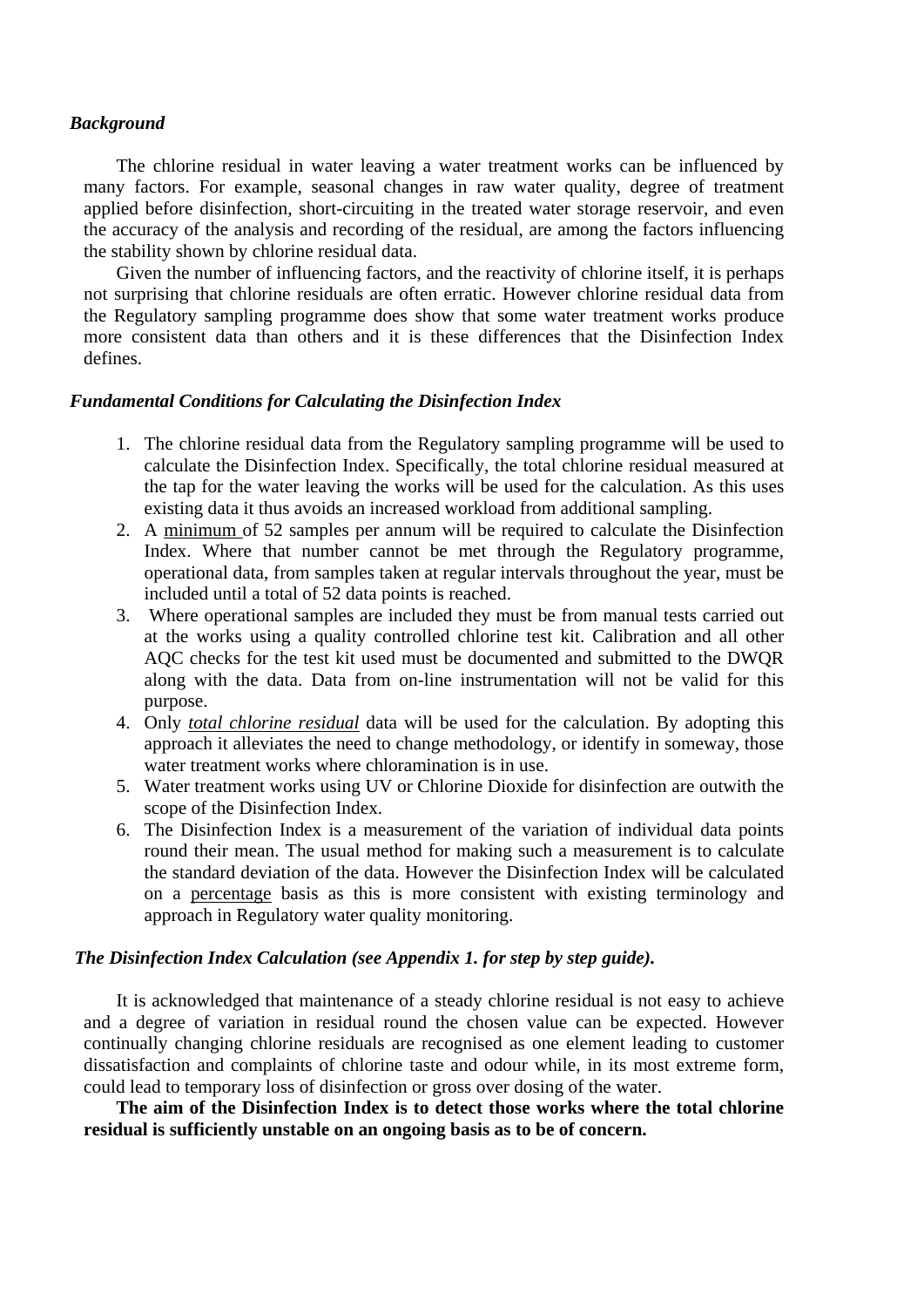### *Background*

The chlorine residual in water leaving a water treatment works can be influenced by many factors. For example, seasonal changes in raw water quality, degree of treatment applied before disinfection, short-circuiting in the treated water storage reservoir, and even the accuracy of the analysis and recording of the residual, are among the factors influencing the stability shown by chlorine residual data.

Given the number of influencing factors, and the reactivity of chlorine itself, it is perhaps not surprising that chlorine residuals are often erratic. However chlorine residual data from the Regulatory sampling programme does show that some water treatment works produce more consistent data than others and it is these differences that the Disinfection Index defines.

### *Fundamental Conditions for Calculating the Disinfection Index*

1. The chlorine residual data from the Regulatory sampling programme will be used to calculate the Disinfection Index. Specifically, the total chlorine residual measured at the tap for the water leaving the works will be used for the calculation. As this uses existing data it thus avoids an increased workload from additional sampling.
2. A <u>minimum</u> of 52 samples per annum will be required to calculate the Disinfection Index. Where that number cannot be met through the Regulatory programme, operational data, from samples taken at regular intervals throughout the year, must be included until a total of 52 data points is reached.
3. Where operational samples are included they must be from manual tests carried out at the works using a quality controlled chlorine test kit. Calibration and all other AQC checks for the test kit used must be documented and submitted to the DWQR along with the data. Data from on-line instrumentation will not be valid for this purpose.
4. Only *<u>total chlorine residual</u>* data will be used for the calculation. By adopting this approach it alleviates the need to change methodology, or identify in someway, those water treatment works where chloramination is in use.
5. Water treatment works using UV or Chlorine Dioxide for disinfection are outwith the scope of the Disinfection Index.
6. The Disinfection Index is a measurement of the variation of individual data points round their mean. The usual method for making such a measurement is to calculate the standard deviation of the data. However the Disinfection Index will be calculated on a <u>percentage</u> basis as this is more consistent with existing terminology and approach in Regulatory water quality monitoring.

### *The Disinfection Index Calculation (see Appendix 1. for step by step guide).*

It is acknowledged that maintenance of a steady chlorine residual is not easy to achieve and a degree of variation in residual round the chosen value can be expected. However continually changing chlorine residuals are recognised as one element leading to customer dissatisfaction and complaints of chlorine taste and odour while, in its most extreme form, could lead to temporary loss of disinfection or gross over dosing of the water.

**The aim of the Disinfection Index is to detect those works where the total chlorine residual is sufficiently unstable on an ongoing basis as to be of concern.**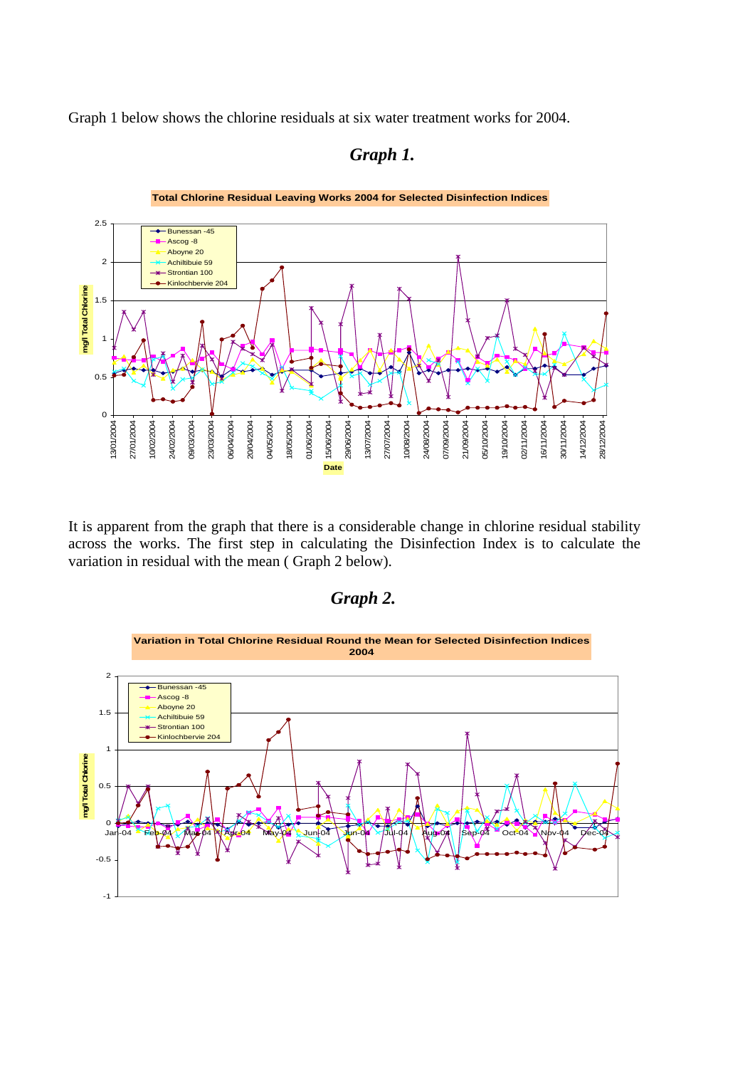Graph 1 below shows the chlorine residuals at six water treatment works for 2004.

***Graph 1.***

It is apparent from the graph that there is a considerable change in chlorine residual stability across the works. The first step in calculating the Disinfection Index is to calculate the variation in residual with the mean ( Graph 2 below).

***Graph 2.***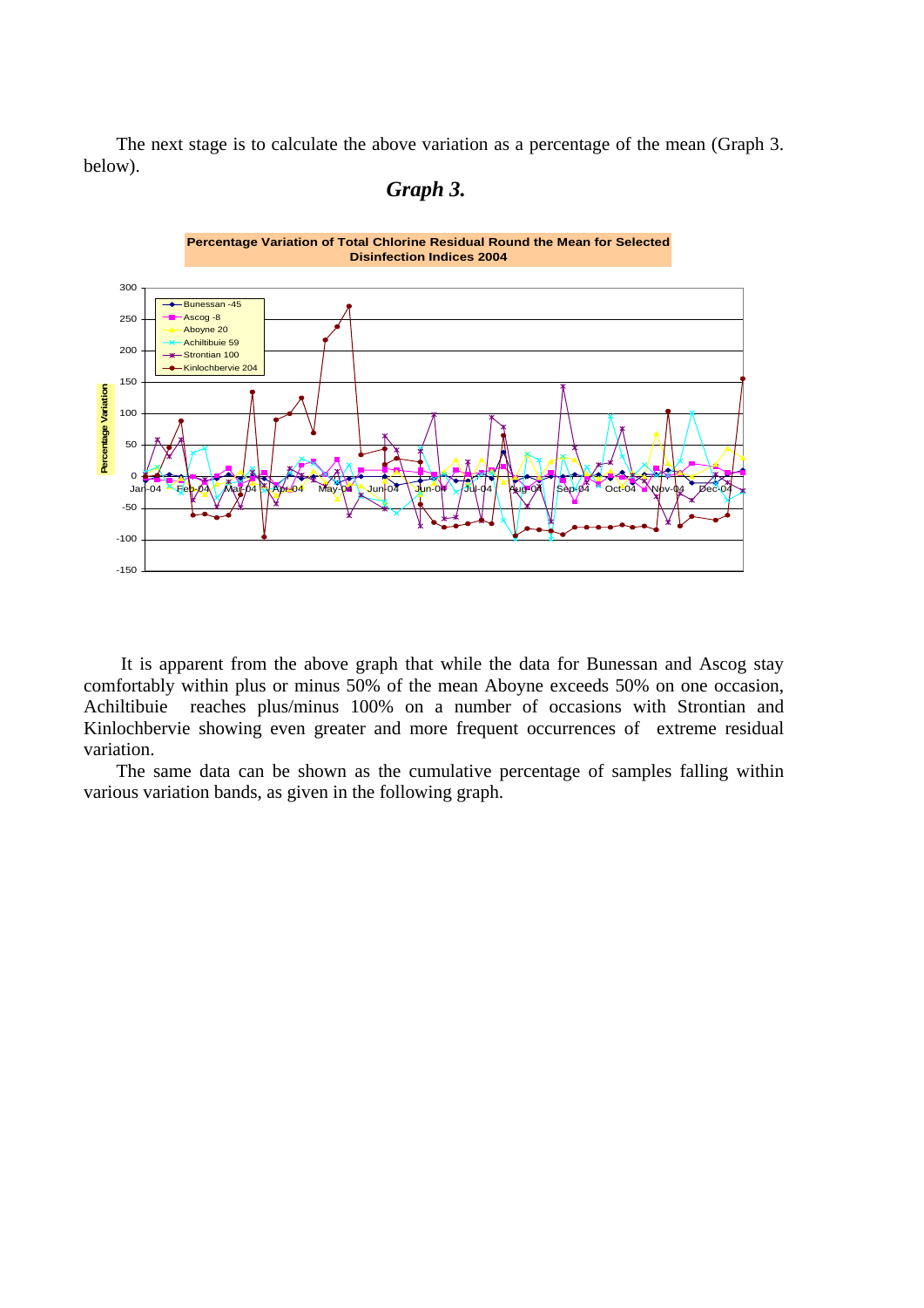The next stage is to calculate the above variation as a percentage of the mean (Graph 3. below).

### *Graph 3.*

**Percentage Variation of Total Chlorine Residual Round the Mean for Selected Disinfection Indices 2004**

It is apparent from the above graph that while the data for Bunessan and Ascog stay comfortably within plus or minus 50% of the mean Aboyne exceeds 50% on one occasion, Achiltibuie reaches plus/minus 100% on a number of occasions with Strontian and Kinlochbervie showing even greater and more frequent occurrences of extreme residual variation.

The same data can be shown as the cumulative percentage of samples falling within various variation bands, as given in the following graph.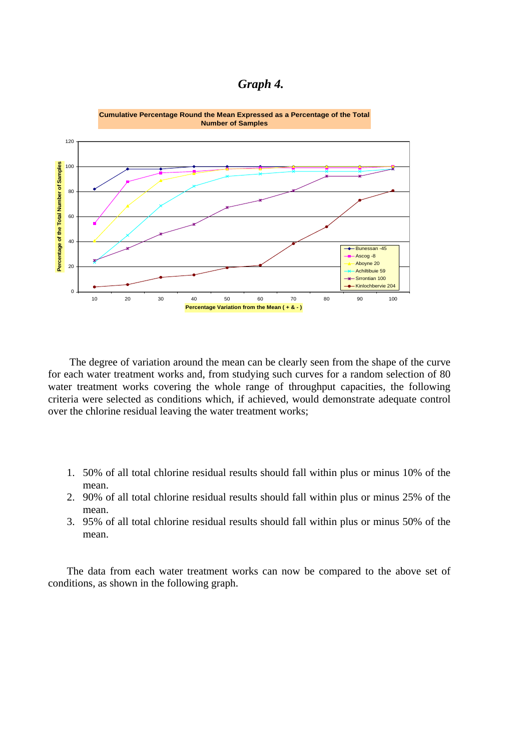## *Graph 4.*

Cumulative Percentage Round the Mean Expressed as a Percentage of the Total Number of Samples

The degree of variation around the mean can be clearly seen from the shape of the curve for each water treatment works and, from studying such curves for a random selection of 80 water treatment works covering the whole range of throughput capacities, the following criteria were selected as conditions which, if achieved, would demonstrate adequate control over the chlorine residual leaving the water treatment works;

1. 50% of all total chlorine residual results should fall within plus or minus 10% of the mean.
2. 90% of all total chlorine residual results should fall within plus or minus 25% of the mean.
3. 95% of all total chlorine residual results should fall within plus or minus 50% of the mean.

The data from each water treatment works can now be compared to the above set of conditions, as shown in the following graph.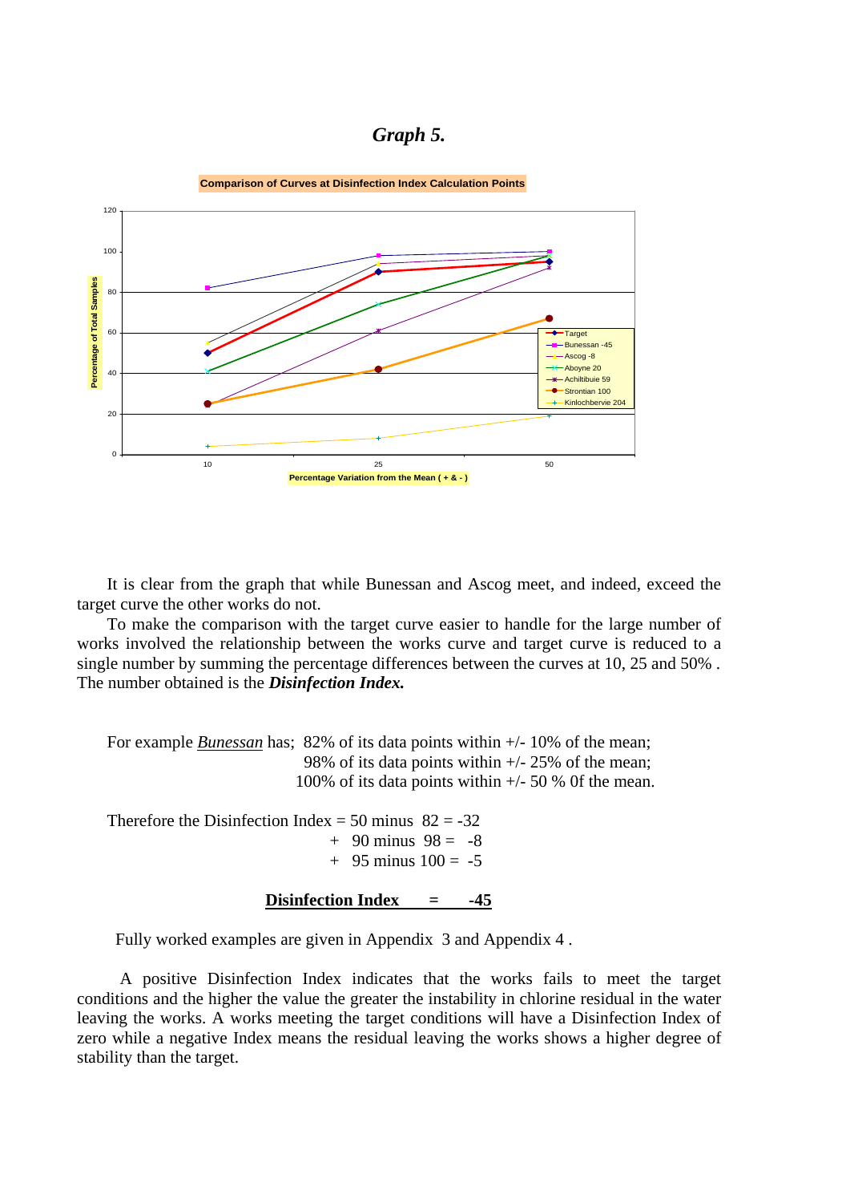# *Graph 5.*

**Comparison of Curves at Disinfection Index Calculation Points**

It is clear from the graph that while Bunessan and Ascog meet, and indeed, exceed the target curve the other works do not.

To make the comparison with the target curve easier to handle for the large number of works involved the relationship between the works curve and target curve is reduced to a single number by summing the percentage differences between the curves at 10, 25 and 50% . The number obtained is the ***Disinfection Index.***

For example *Bunessan* has; 82% of its data points within +/- 10% of the mean;
98% of its data points within +/- 25% of the mean;
100% of its data points within +/- 50 % 0f the mean.

Therefore the Disinfection Index = 50 minus 82 = -32
\+ 90 minus 98 = -8
\+ 95 minus 100 = -5

**Disinfection Index = -45**

Fully worked examples are given in Appendix 3 and Appendix 4 .

A positive Disinfection Index indicates that the works fails to meet the target conditions and the higher the value the greater the instability in chlorine residual in the water leaving the works. A works meeting the target conditions will have a Disinfection Index of zero while a negative Index means the residual leaving the works shows a higher degree of stability than the target.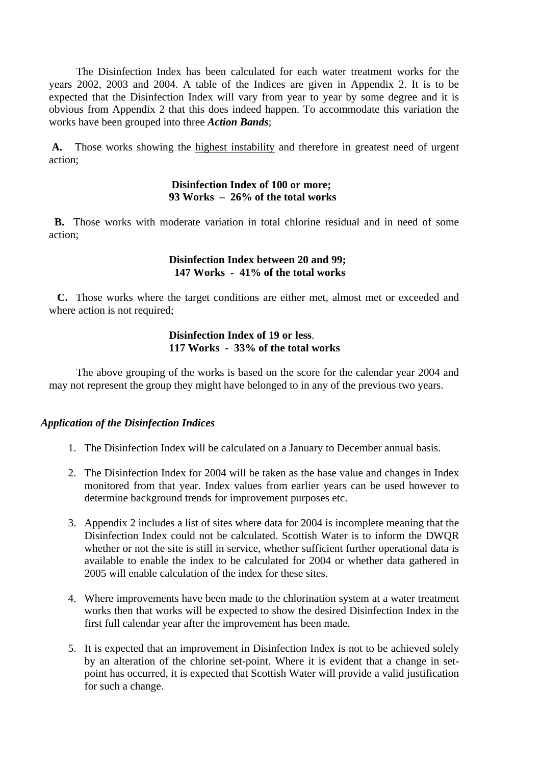The Disinfection Index has been calculated for each water treatment works for the years 2002, 2003 and 2004. A table of the Indices are given in Appendix 2. It is to be expected that the Disinfection Index will vary from year to year by some degree and it is obvious from Appendix 2 that this does indeed happen. To accommodate this variation the works have been grouped into three ***Action Bands***;

**A.** Those works showing the <u>highest instability</u> and therefore in greatest need of urgent action;

**Disinfection Index of 100 or more;**
**93 Works – 26% of the total works**

**B.** Those works with moderate variation in total chlorine residual and in need of some action;

**Disinfection Index between 20 and 99;**
**147 Works - 41% of the total works**

**C.** Those works where the target conditions are either met, almost met or exceeded and where action is not required;

**Disinfection Index of 19 or less**.
**117 Works - 33% of the total works**

The above grouping of the works is based on the score for the calendar year 2004 and may not represent the group they might have belonged to in any of the previous two years.

### *Application of the Disinfection Indices*

1. The Disinfection Index will be calculated on a January to December annual basis.
2. The Disinfection Index for 2004 will be taken as the base value and changes in Index monitored from that year. Index values from earlier years can be used however to determine background trends for improvement purposes etc.
3. Appendix 2 includes a list of sites where data for 2004 is incomplete meaning that the Disinfection Index could not be calculated. Scottish Water is to inform the DWQR whether or not the site is still in service, whether sufficient further operational data is available to enable the index to be calculated for 2004 or whether data gathered in 2005 will enable calculation of the index for these sites.
4. Where improvements have been made to the chlorination system at a water treatment works then that works will be expected to show the desired Disinfection Index in the first full calendar year after the improvement has been made.
5. It is expected that an improvement in Disinfection Index is not to be achieved solely by an alteration of the chlorine set-point. Where it is evident that a change in set-point has occurred, it is expected that Scottish Water will provide a valid justification for such a change.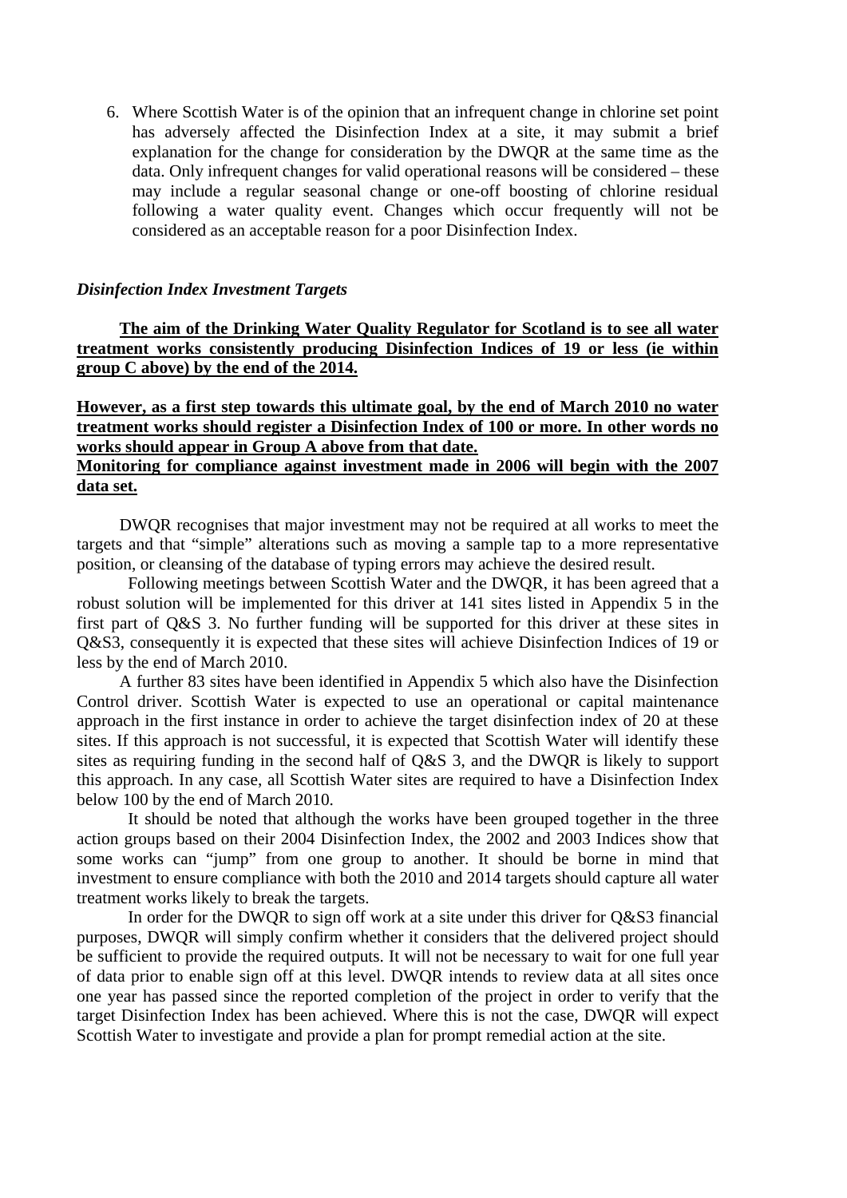6. Where Scottish Water is of the opinion that an infrequent change in chlorine set point has adversely affected the Disinfection Index at a site, it may submit a brief explanation for the change for consideration by the DWQR at the same time as the data. Only infrequent changes for valid operational reasons will be considered – these may include a regular seasonal change or one-off boosting of chlorine residual following a water quality event. Changes which occur frequently will not be considered as an acceptable reason for a poor Disinfection Index.

***Disinfection Index Investment Targets***

**The aim of the Drinking Water Quality Regulator for Scotland is to see all water treatment works consistently producing Disinfection Indices of 19 or less (ie within group C above) by the end of the 2014.**

**However, as a first step towards this ultimate goal, by the end of March 2010 no water treatment works should register a Disinfection Index of 100 or more. In other words no works should appear in Group A above from that date.**
**Monitoring for compliance against investment made in 2006 will begin with the 2007 data set.**

DWQR recognises that major investment may not be required at all works to meet the targets and that "simple" alterations such as moving a sample tap to a more representative position, or cleansing of the database of typing errors may achieve the desired result.

Following meetings between Scottish Water and the DWQR, it has been agreed that a robust solution will be implemented for this driver at 141 sites listed in Appendix 5 in the first part of Q&S 3. No further funding will be supported for this driver at these sites in Q&S3, consequently it is expected that these sites will achieve Disinfection Indices of 19 or less by the end of March 2010.

A further 83 sites have been identified in Appendix 5 which also have the Disinfection Control driver. Scottish Water is expected to use an operational or capital maintenance approach in the first instance in order to achieve the target disinfection index of 20 at these sites. If this approach is not successful, it is expected that Scottish Water will identify these sites as requiring funding in the second half of Q&S 3, and the DWQR is likely to support this approach. In any case, all Scottish Water sites are required to have a Disinfection Index below 100 by the end of March 2010.

It should be noted that although the works have been grouped together in the three action groups based on their 2004 Disinfection Index, the 2002 and 2003 Indices show that some works can "jump" from one group to another. It should be borne in mind that investment to ensure compliance with both the 2010 and 2014 targets should capture all water treatment works likely to break the targets.

In order for the DWQR to sign off work at a site under this driver for Q&S3 financial purposes, DWQR will simply confirm whether it considers that the delivered project should be sufficient to provide the required outputs. It will not be necessary to wait for one full year of data prior to enable sign off at this level. DWQR intends to review data at all sites once one year has passed since the reported completion of the project in order to verify that the target Disinfection Index has been achieved. Where this is not the case, DWQR will expect Scottish Water to investigate and provide a plan for prompt remedial action at the site.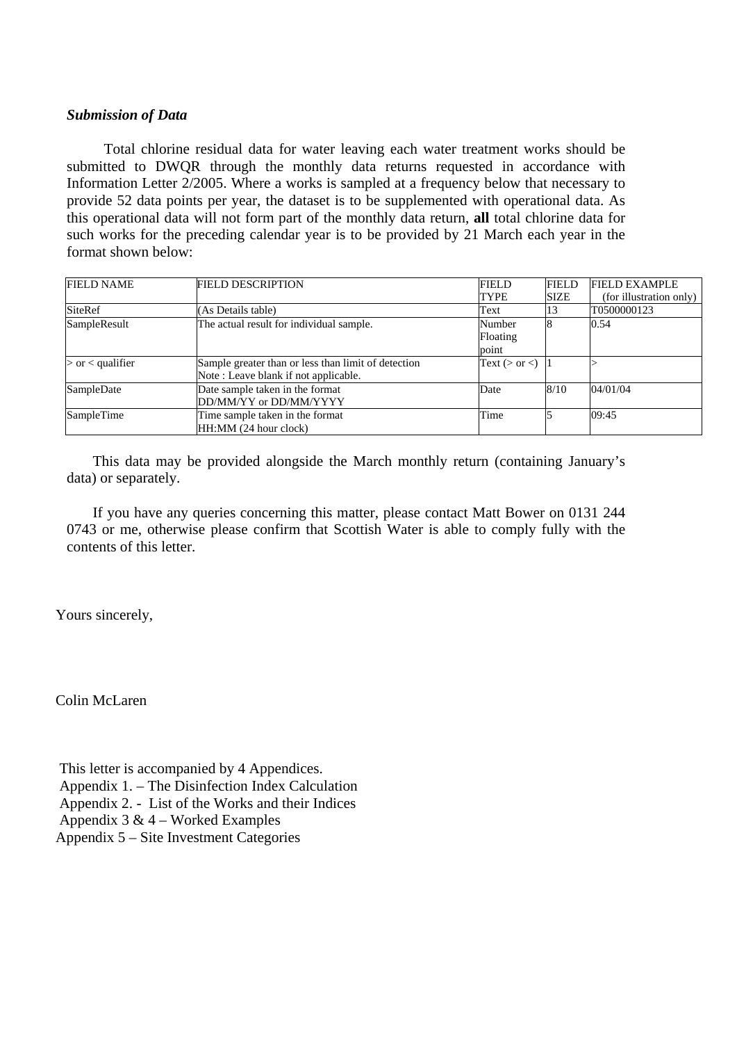***Submission of Data***

Total chlorine residual data for water leaving each water treatment works should be submitted to DWQR through the monthly data returns requested in accordance with Information Letter 2/2005. Where a works is sampled at a frequency below that necessary to provide 52 data points per year, the dataset is to be supplemented with operational data. As this operational data will not form part of the monthly data return, **all** total chlorine data for such works for the preceding calendar year is to be provided by 21 March each year in the format shown below:

| FIELD NAME | FIELD DESCRIPTION | FIELD TYPE | FIELD SIZE | FIELD EXAMPLE (for illustration only) |
|---|---|---|---|---|
| SiteRef | (As Details table) | Text | 13 | T0500000123 |
| SampleResult | The actual result for individual sample. | Number Floating point | 8 | 0.54 |
| > or < qualifier | Sample greater than or less than limit of detection Note : Leave blank if not applicable. | Text (> or <) | 1 | > |
| SampleDate | Date sample taken in the format DD/MM/YY or DD/MM/YYYY | Date | 8/10 | 04/01/04 |
| SampleTime | Time sample taken in the format HH:MM (24 hour clock) | Time | 5 | 09:45 |

This data may be provided alongside the March monthly return (containing January's data) or separately.

If you have any queries concerning this matter, please contact Matt Bower on 0131 244 0743 or me, otherwise please confirm that Scottish Water is able to comply fully with the contents of this letter.

Yours sincerely,

Colin McLaren

This letter is accompanied by 4 Appendices.
Appendix 1. – The Disinfection Index Calculation
Appendix 2. - List of the Works and their Indices
Appendix 3 & 4 – Worked Examples
Appendix 5 – Site Investment Categories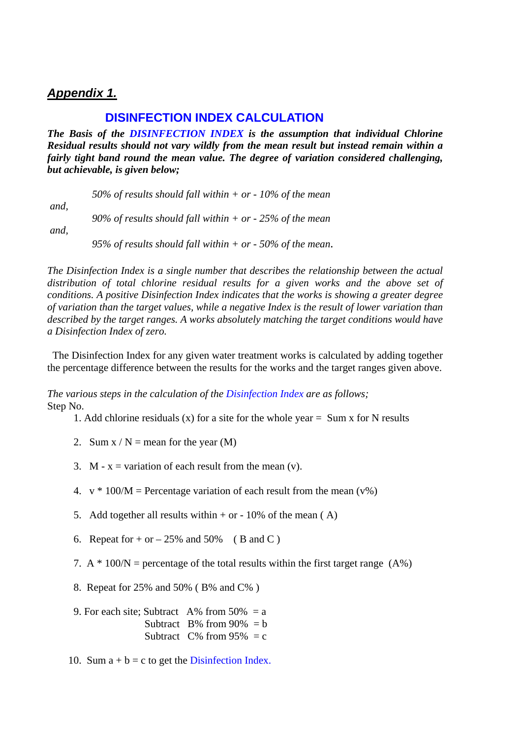# ***Appendix 1.***

## DISINFECTION INDEX CALCULATION

***The Basis of the DISINFECTION INDEX is the assumption that individual Chlorine Residual results should not vary wildly from the mean result but instead remain within a fairly tight band round the mean value. The degree of variation considered challenging, but achievable, is given below;***

*50% of results should fall within + or - 10% of the mean*

*and,*

*90% of results should fall within + or - 25% of the mean*

*and,*

*95% of results should fall within + or - 50% of the mean.*

*The Disinfection Index is a single number that describes the relationship between the actual distribution of total chlorine residual results for a given works and the above set of conditions. A positive Disinfection Index indicates that the works is showing a greater degree of variation than the target values, while a negative Index is the result of lower variation than described by the target ranges. A works absolutely matching the target conditions would have a Disinfection Index of zero.*

The Disinfection Index for any given water treatment works is calculated by adding together the percentage difference between the results for the works and the target ranges given above.

*The various steps in the calculation of the Disinfection Index are as follows;*

Step No.

1. Add chlorine residuals (x) for a site for the whole year = Sum x for N results
2. Sum x / N = mean for the year (M)
3. M - x = variation of each result from the mean (v).
4. v * 100/M = Percentage variation of each result from the mean (v%)
5. Add together all results within + or - 10% of the mean ( A)
6. Repeat for + or – 25% and 50% ( B and C )
7. A * 100/N = percentage of the total results within the first target range (A%)
8. Repeat for 25% and 50% ( B% and C% )
9. For each site; Subtract A% from 50% = a
   Subtract B% from 90% = b
   Subtract C% from 95% = c
10. Sum a + b = c to get the Disinfection Index.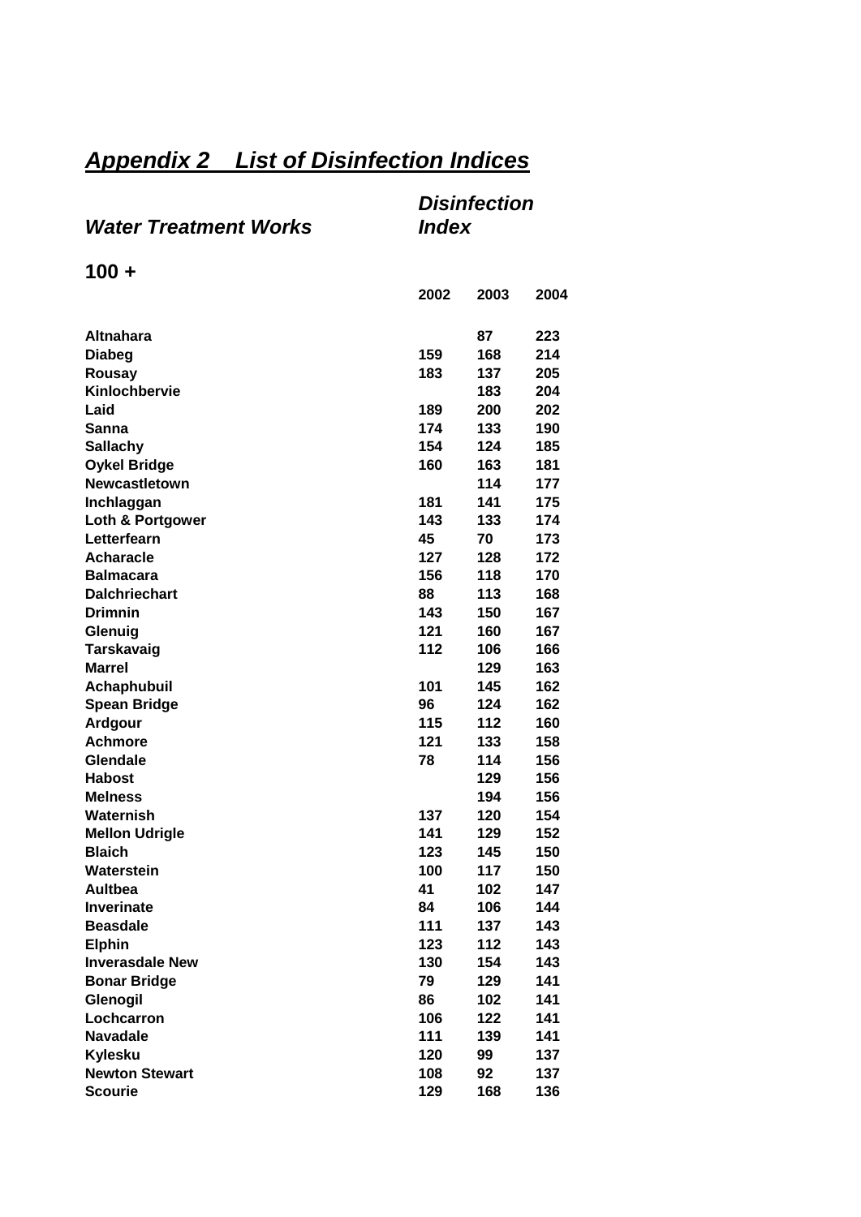## *Appendix 2 List of Disinfection Indices*

| *Water Treatment Works* | *Disinfection Index* | | |
|---|---|---|---|
| **100 +** | | | |
| | **2002** | **2003** | **2004** |
| **Altnahara** | | **87** | **223** |
| **Diabeg** | **159** | **168** | **214** |
| **Rousay** | **183** | **137** | **205** |
| **Kinlochbervie** | | **183** | **204** |
| **Laid** | **189** | **200** | **202** |
| **Sanna** | **174** | **133** | **190** |
| **Sallachy** | **154** | **124** | **185** |
| **Oykel Bridge** | **160** | **163** | **181** |
| **Newcastletown** | | **114** | **177** |
| **Inchlaggan** | **181** | **141** | **175** |
| **Loth & Portgower** | **143** | **133** | **174** |
| **Letterfearn** | **45** | **70** | **173** |
| **Acharacle** | **127** | **128** | **172** |
| **Balmacara** | **156** | **118** | **170** |
| **Dalchriechart** | **88** | **113** | **168** |
| **Drimnin** | **143** | **150** | **167** |
| **Glenuig** | **121** | **160** | **167** |
| **Tarskavaig** | **112** | **106** | **166** |
| **Marrel** | | **129** | **163** |
| **Achaphubuil** | **101** | **145** | **162** |
| **Spean Bridge** | **96** | **124** | **162** |
| **Ardgour** | **115** | **112** | **160** |
| **Achmore** | **121** | **133** | **158** |
| **Glendale** | **78** | **114** | **156** |
| **Habost** | | **129** | **156** |
| **Melness** | | **194** | **156** |
| **Waternish** | **137** | **120** | **154** |
| **Mellon Udrigle** | **141** | **129** | **152** |
| **Blaich** | **123** | **145** | **150** |
| **Waterstein** | **100** | **117** | **150** |
| **Aultbea** | **41** | **102** | **147** |
| **Inverinate** | **84** | **106** | **144** |
| **Beasdale** | **111** | **137** | **143** |
| **Elphin** | **123** | **112** | **143** |
| **Inverasdale New** | **130** | **154** | **143** |
| **Bonar Bridge** | **79** | **129** | **141** |
| **Glenogil** | **86** | **102** | **141** |
| **Lochcarron** | **106** | **122** | **141** |
| **Navadale** | **111** | **139** | **141** |
| **Kylesku** | **120** | **99** | **137** |
| **Newton Stewart** | **108** | **92** | **137** |
| **Scourie** | **129** | **168** | **136** |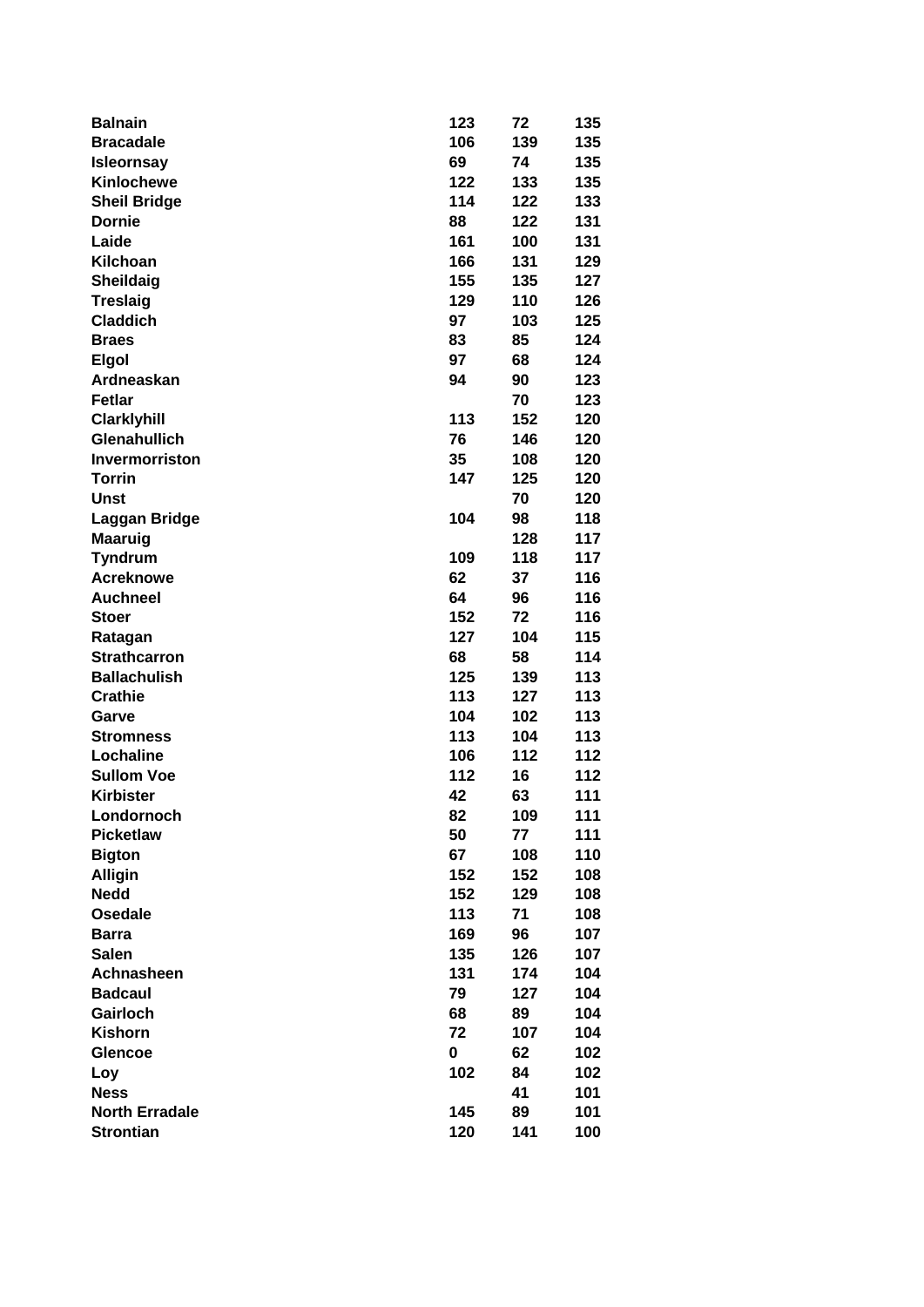| | | | |
|---|---|---|---|
| **Balnain** | **123** | **72** | **135** |
| **Bracadale** | **106** | **139** | **135** |
| **Isleornsay** | **69** | **74** | **135** |
| **Kinlochewe** | **122** | **133** | **135** |
| **Sheil Bridge** | **114** | **122** | **133** |
| **Dornie** | **88** | **122** | **131** |
| **Laide** | **161** | **100** | **131** |
| **Kilchoan** | **166** | **131** | **129** |
| **Sheildaig** | **155** | **135** | **127** |
| **Treslaig** | **129** | **110** | **126** |
| **Claddich** | **97** | **103** | **125** |
| **Braes** | **83** | **85** | **124** |
| **Elgol** | **97** | **68** | **124** |
| **Ardneaskan** | **94** | **90** | **123** |
| **Fetlar** | | **70** | **123** |
| **Clarklyhill** | **113** | **152** | **120** |
| **Glenahullich** | **76** | **146** | **120** |
| **Invermorriston** | **35** | **108** | **120** |
| **Torrin** | **147** | **125** | **120** |
| **Unst** | | **70** | **120** |
| **Laggan Bridge** | **104** | **98** | **118** |
| **Maaruig** | | **128** | **117** |
| **Tyndrum** | **109** | **118** | **117** |
| **Acreknowe** | **62** | **37** | **116** |
| **Auchneel** | **64** | **96** | **116** |
| **Stoer** | **152** | **72** | **116** |
| **Ratagan** | **127** | **104** | **115** |
| **Strathcarron** | **68** | **58** | **114** |
| **Ballachulish** | **125** | **139** | **113** |
| **Crathie** | **113** | **127** | **113** |
| **Garve** | **104** | **102** | **113** |
| **Stromness** | **113** | **104** | **113** |
| **Lochaline** | **106** | **112** | **112** |
| **Sullom Voe** | **112** | **16** | **112** |
| **Kirbister** | **42** | **63** | **111** |
| **Londornoch** | **82** | **109** | **111** |
| **Picketlaw** | **50** | **77** | **111** |
| **Bigton** | **67** | **108** | **110** |
| **Alligin** | **152** | **152** | **108** |
| **Nedd** | **152** | **129** | **108** |
| **Osedale** | **113** | **71** | **108** |
| **Barra** | **169** | **96** | **107** |
| **Salen** | **135** | **126** | **107** |
| **Achnasheen** | **131** | **174** | **104** |
| **Badcaul** | **79** | **127** | **104** |
| **Gairloch** | **68** | **89** | **104** |
| **Kishorn** | **72** | **107** | **104** |
| **Glencoe** | **0** | **62** | **102** |
| **Loy** | **102** | **84** | **102** |
| **Ness** | | **41** | **101** |
| **North Erradale** | **145** | **89** | **101** |
| **Strontian** | **120** | **141** | **100** |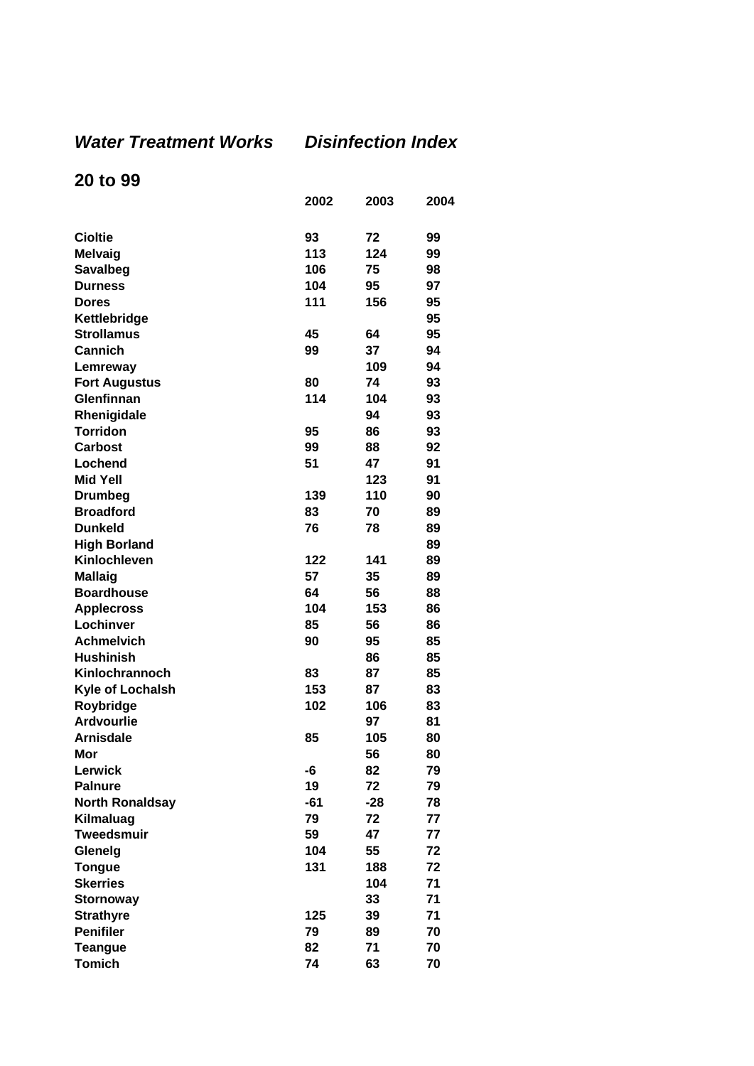## *Water Treatment Works* *Disinfection Index*

## 20 to 99

| | 2002 | 2003 | 2004 |
|---|---|---|---|
| **Cioltie** | 93 | 72 | 99 |
| **Melvaig** | 113 | 124 | 99 |
| **Savalbeg** | 106 | 75 | 98 |
| **Durness** | 104 | 95 | 97 |
| **Dores** | 111 | 156 | 95 |
| **Kettlebridge** | | | 95 |
| **Strollamus** | 45 | 64 | 95 |
| **Cannich** | 99 | 37 | 94 |
| **Lemreway** | | 109 | 94 |
| **Fort Augustus** | 80 | 74 | 93 |
| **Glenfinnan** | 114 | 104 | 93 |
| **Rhenigidale** | | 94 | 93 |
| **Torridon** | 95 | 86 | 93 |
| **Carbost** | 99 | 88 | 92 |
| **Lochend** | 51 | 47 | 91 |
| **Mid Yell** | | 123 | 91 |
| **Drumbeg** | 139 | 110 | 90 |
| **Broadford** | 83 | 70 | 89 |
| **Dunkeld** | 76 | 78 | 89 |
| **High Borland** | | | 89 |
| **Kinlochleven** | 122 | 141 | 89 |
| **Mallaig** | 57 | 35 | 89 |
| **Boardhouse** | 64 | 56 | 88 |
| **Applecross** | 104 | 153 | 86 |
| **Lochinver** | 85 | 56 | 86 |
| **Achmelvich** | 90 | 95 | 85 |
| **Hushinish** | | 86 | 85 |
| **Kinlochrannoch** | 83 | 87 | 85 |
| **Kyle of Lochalsh** | 153 | 87 | 83 |
| **Roybridge** | 102 | 106 | 83 |
| **Ardvourlie** | | 97 | 81 |
| **Arnisdale** | 85 | 105 | 80 |
| **Mor** | | 56 | 80 |
| **Lerwick** | -6 | 82 | 79 |
| **Palnure** | 19 | 72 | 79 |
| **North Ronaldsay** | -61 | -28 | 78 |
| **Kilmaluag** | 79 | 72 | 77 |
| **Tweedsmuir** | 59 | 47 | 77 |
| **Glenelg** | 104 | 55 | 72 |
| **Tongue** | 131 | 188 | 72 |
| **Skerries** | | 104 | 71 |
| **Stornoway** | | 33 | 71 |
| **Strathyre** | 125 | 39 | 71 |
| **Penifiler** | 79 | 89 | 70 |
| **Teangue** | 82 | 71 | 70 |
| **Tomich** | 74 | 63 | 70 |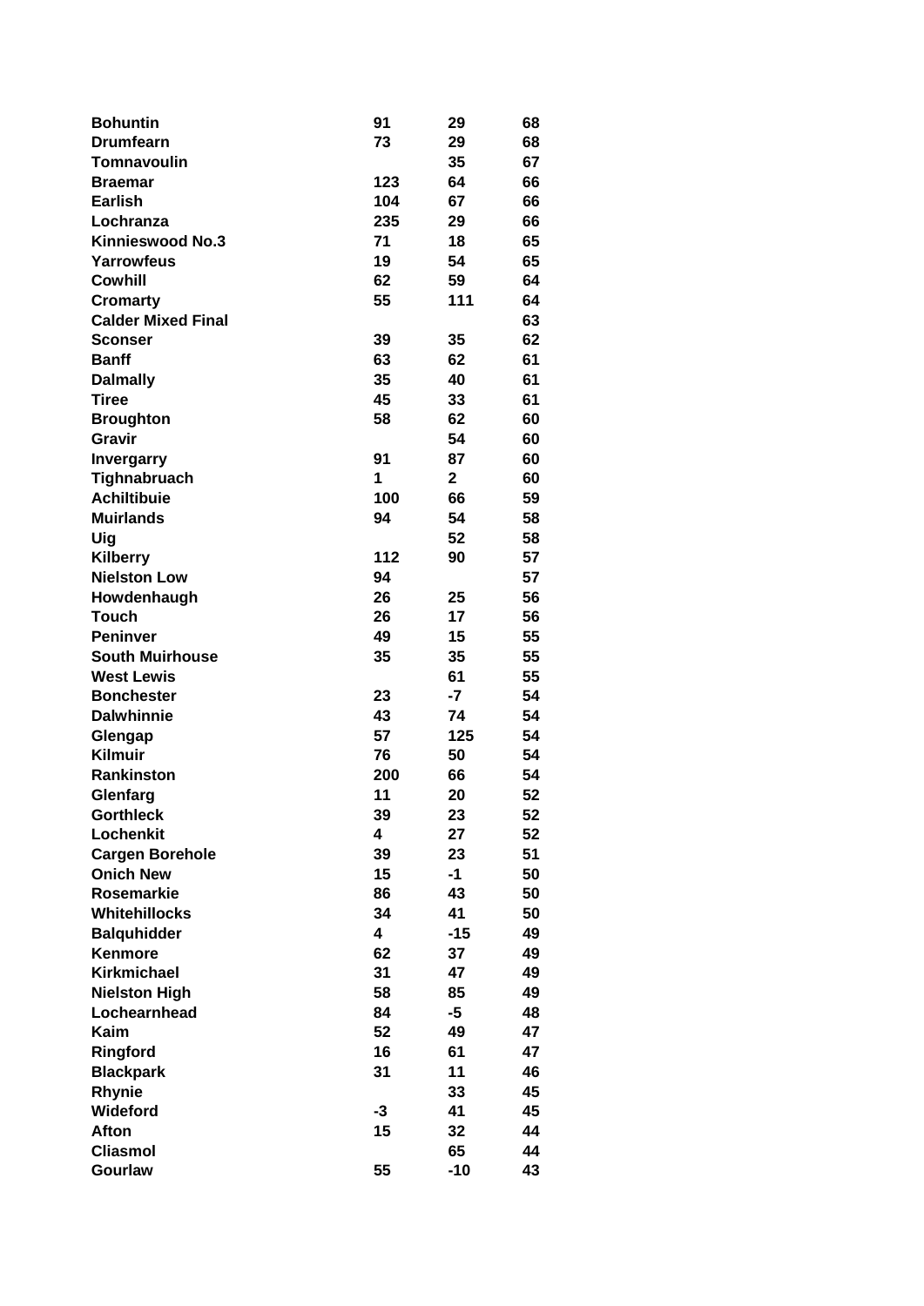| | | | |
|---|---|---|---|
| **Bohuntin** | **91** | **29** | **68** |
| **Drumfearn** | **73** | **29** | **68** |
| **Tomnavoulin** | | **35** | **67** |
| **Braemar** | **123** | **64** | **66** |
| **Earlish** | **104** | **67** | **66** |
| **Lochranza** | **235** | **29** | **66** |
| **Kinnieswood No.3** | **71** | **18** | **65** |
| **Yarrowfeus** | **19** | **54** | **65** |
| **Cowhill** | **62** | **59** | **64** |
| **Cromarty** | **55** | **111** | **64** |
| **Calder Mixed Final** | | | **63** |
| **Sconser** | **39** | **35** | **62** |
| **Banff** | **63** | **62** | **61** |
| **Dalmally** | **35** | **40** | **61** |
| **Tiree** | **45** | **33** | **61** |
| **Broughton** | **58** | **62** | **60** |
| **Gravir** | | **54** | **60** |
| **Invergarry** | **91** | **87** | **60** |
| **Tighnabruach** | **1** | **2** | **60** |
| **Achiltibuie** | **100** | **66** | **59** |
| **Muirlands** | **94** | **54** | **58** |
| **Uig** | | **52** | **58** |
| **Kilberry** | **112** | **90** | **57** |
| **Nielston Low** | **94** | | **57** |
| **Howdenhaugh** | **26** | **25** | **56** |
| **Touch** | **26** | **17** | **56** |
| **Peninver** | **49** | **15** | **55** |
| **South Muirhouse** | **35** | **35** | **55** |
| **West Lewis** | | **61** | **55** |
| **Bonchester** | **23** | **-7** | **54** |
| **Dalwhinnie** | **43** | **74** | **54** |
| **Glengap** | **57** | **125** | **54** |
| **Kilmuir** | **76** | **50** | **54** |
| **Rankinston** | **200** | **66** | **54** |
| **Glenfarg** | **11** | **20** | **52** |
| **Gorthleck** | **39** | **23** | **52** |
| **Lochenkit** | **4** | **27** | **52** |
| **Cargen Borehole** | **39** | **23** | **51** |
| **Onich New** | **15** | **-1** | **50** |
| **Rosemarkie** | **86** | **43** | **50** |
| **Whitehillocks** | **34** | **41** | **50** |
| **Balquhidder** | **4** | **-15** | **49** |
| **Kenmore** | **62** | **37** | **49** |
| **Kirkmichael** | **31** | **47** | **49** |
| **Nielston High** | **58** | **85** | **49** |
| **Lochearnhead** | **84** | **-5** | **48** |
| **Kaim** | **52** | **49** | **47** |
| **Ringford** | **16** | **61** | **47** |
| **Blackpark** | **31** | **11** | **46** |
| **Rhynie** | | **33** | **45** |
| **Wideford** | **-3** | **41** | **45** |
| **Afton** | **15** | **32** | **44** |
| **Cliasmol** | | **65** | **44** |
| **Gourlaw** | **55** | **-10** | **43** |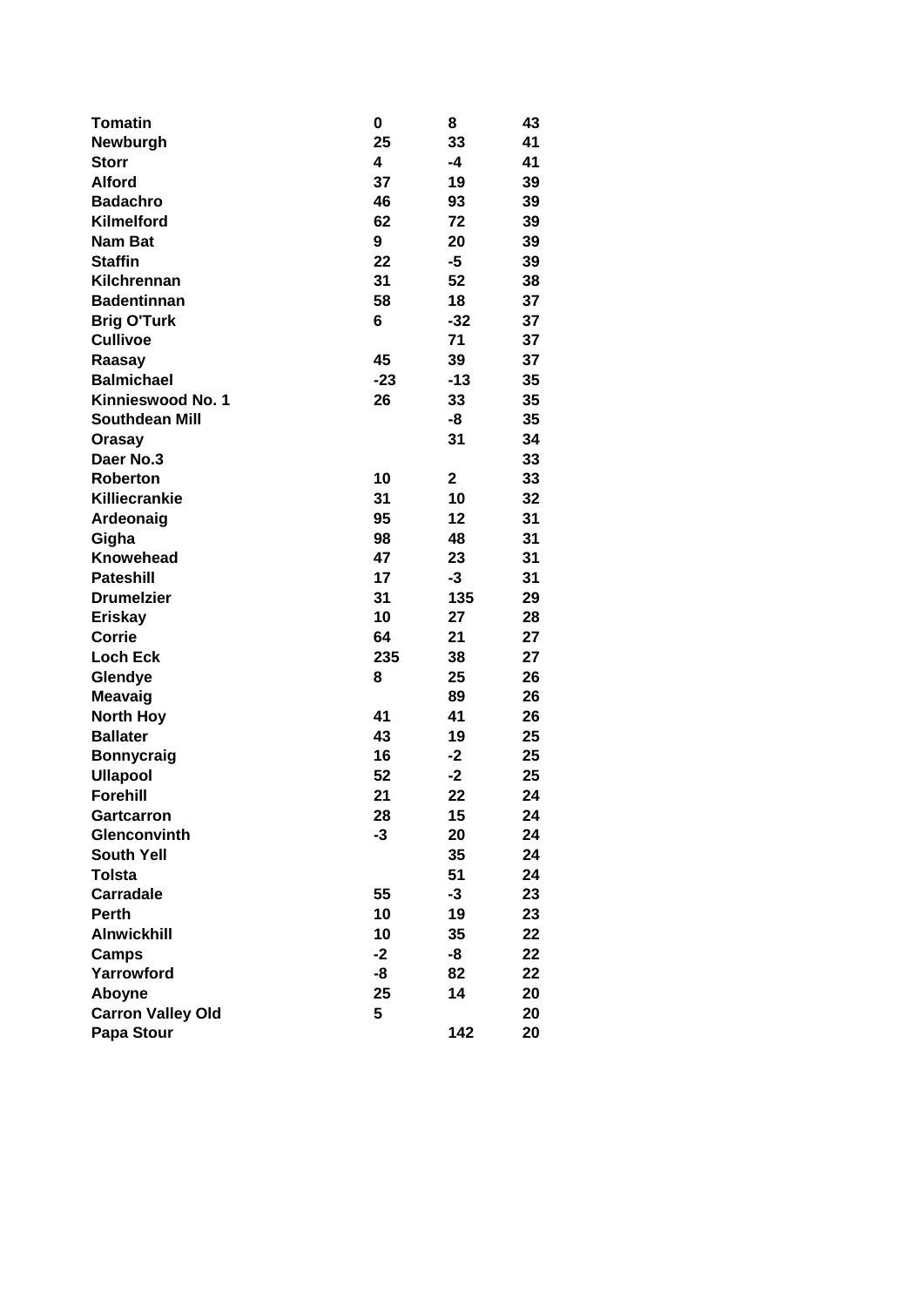| | | | |
|---|---|---|---|
| **Tomatin** | **0** | **8** | **43** |
| **Newburgh** | **25** | **33** | **41** |
| **Storr** | **4** | **-4** | **41** |
| **Alford** | **37** | **19** | **39** |
| **Badachro** | **46** | **93** | **39** |
| **Kilmelford** | **62** | **72** | **39** |
| **Nam Bat** | **9** | **20** | **39** |
| **Staffin** | **22** | **-5** | **39** |
| **Kilchrennan** | **31** | **52** | **38** |
| **Badentinnan** | **58** | **18** | **37** |
| **Brig O'Turk** | **6** | **-32** | **37** |
| **Cullivoe** | | **71** | **37** |
| **Raasay** | **45** | **39** | **37** |
| **Balmichael** | **-23** | **-13** | **35** |
| **Kinnieswood No. 1** | **26** | **33** | **35** |
| **Southdean Mill** | | **-8** | **35** |
| **Orasay** | | **31** | **34** |
| **Daer No.3** | | | **33** |
| **Roberton** | **10** | **2** | **33** |
| **Killiecrankie** | **31** | **10** | **32** |
| **Ardeonaig** | **95** | **12** | **31** |
| **Gigha** | **98** | **48** | **31** |
| **Knowehead** | **47** | **23** | **31** |
| **Pateshill** | **17** | **-3** | **31** |
| **Drumelzier** | **31** | **135** | **29** |
| **Eriskay** | **10** | **27** | **28** |
| **Corrie** | **64** | **21** | **27** |
| **Loch Eck** | **235** | **38** | **27** |
| **Glendye** | **8** | **25** | **26** |
| **Meavaig** | | **89** | **26** |
| **North Hoy** | **41** | **41** | **26** |
| **Ballater** | **43** | **19** | **25** |
| **Bonnycraig** | **16** | **-2** | **25** |
| **Ullapool** | **52** | **-2** | **25** |
| **Forehill** | **21** | **22** | **24** |
| **Gartcarron** | **28** | **15** | **24** |
| **Glenconvinth** | **-3** | **20** | **24** |
| **South Yell** | | **35** | **24** |
| **Tolsta** | | **51** | **24** |
| **Carradale** | **55** | **-3** | **23** |
| **Perth** | **10** | **19** | **23** |
| **Alnwickhill** | **10** | **35** | **22** |
| **Camps** | **-2** | **-8** | **22** |
| **Yarrowford** | **-8** | **82** | **22** |
| **Aboyne** | **25** | **14** | **20** |
| **Carron Valley Old** | **5** | | **20** |
| **Papa Stour** | | **142** | **20** |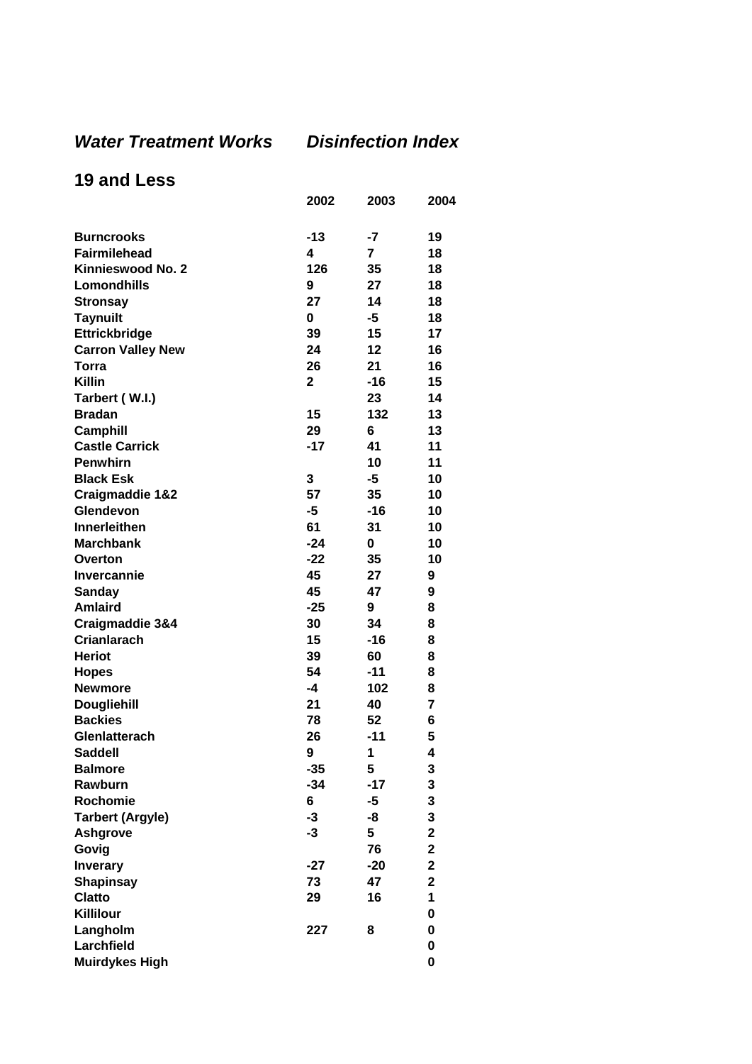## *Water Treatment Works* *Disinfection Index*

## 19 and Less

| | 2002 | 2003 | 2004 |
|---|---|---|---|
| **Burncrooks** | -13 | -7 | 19 |
| **Fairmilehead** | 4 | 7 | 18 |
| **Kinnieswood No. 2** | 126 | 35 | 18 |
| **Lomondhills** | 9 | 27 | 18 |
| **Stronsay** | 27 | 14 | 18 |
| **Taynuilt** | 0 | -5 | 18 |
| **Ettrickbridge** | 39 | 15 | 17 |
| **Carron Valley New** | 24 | 12 | 16 |
| **Torra** | 26 | 21 | 16 |
| **Killin** | 2 | -16 | 15 |
| **Tarbert ( W.I.)** | | 23 | 14 |
| **Bradan** | 15 | 132 | 13 |
| **Camphill** | 29 | 6 | 13 |
| **Castle Carrick** | -17 | 41 | 11 |
| **Penwhirn** | | 10 | 11 |
| **Black Esk** | 3 | -5 | 10 |
| **Craigmaddie 1&2** | 57 | 35 | 10 |
| **Glendevon** | -5 | -16 | 10 |
| **Innerleithen** | 61 | 31 | 10 |
| **Marchbank** | -24 | 0 | 10 |
| **Overton** | -22 | 35 | 10 |
| **Invercannie** | 45 | 27 | 9 |
| **Sanday** | 45 | 47 | 9 |
| **Amlaird** | -25 | 9 | 8 |
| **Craigmaddie 3&4** | 30 | 34 | 8 |
| **Crianlarach** | 15 | -16 | 8 |
| **Heriot** | 39 | 60 | 8 |
| **Hopes** | 54 | -11 | 8 |
| **Newmore** | -4 | 102 | 8 |
| **Dougliehill** | 21 | 40 | 7 |
| **Backies** | 78 | 52 | 6 |
| **Glenlatterach** | 26 | -11 | 5 |
| **Saddell** | 9 | 1 | 4 |
| **Balmore** | -35 | 5 | 3 |
| **Rawburn** | -34 | -17 | 3 |
| **Rochomie** | 6 | -5 | 3 |
| **Tarbert (Argyle)** | -3 | -8 | 3 |
| **Ashgrove** | -3 | 5 | 2 |
| **Govig** | | 76 | 2 |
| **Inverary** | -27 | -20 | 2 |
| **Shapinsay** | 73 | 47 | 2 |
| **Clatto** | 29 | 16 | 1 |
| **Killilour** | | | 0 |
| **Langholm** | 227 | 8 | 0 |
| **Larchfield** | | | 0 |
| **Muirdykes High** | | | 0 |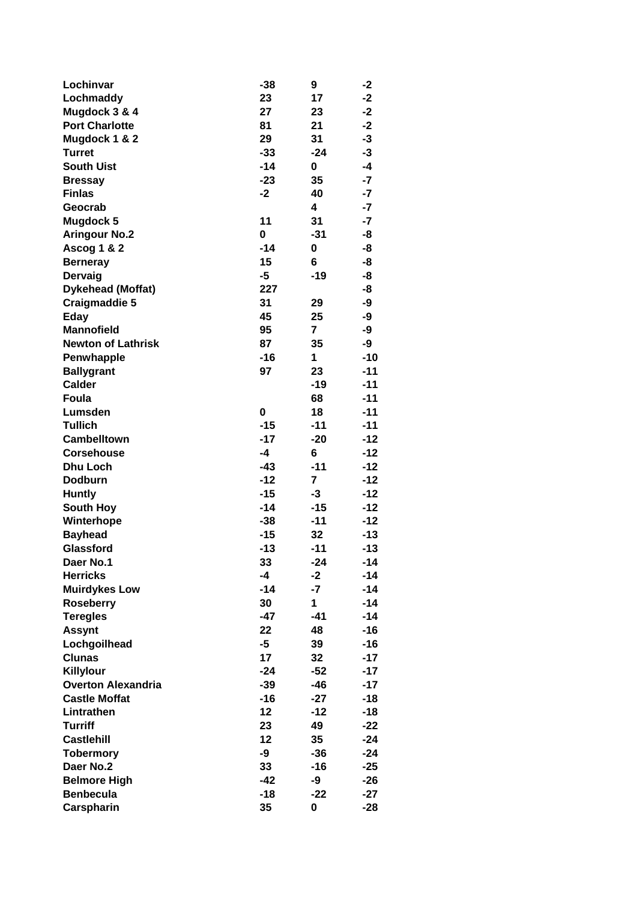| | | | |
|---|---|---|---|
| **Lochinvar** | **-38** | **9** | **-2** |
| **Lochmaddy** | **23** | **17** | **-2** |
| **Mugdock 3 & 4** | **27** | **23** | **-2** |
| **Port Charlotte** | **81** | **21** | **-2** |
| **Mugdock 1 & 2** | **29** | **31** | **-3** |
| **Turret** | **-33** | **-24** | **-3** |
| **South Uist** | **-14** | **0** | **-4** |
| **Bressay** | **-23** | **35** | **-7** |
| **Finlas** | **-2** | **40** | **-7** |
| **Geocrab** | | **4** | **-7** |
| **Mugdock 5** | **11** | **31** | **-7** |
| **Aringour No.2** | **0** | **-31** | **-8** |
| **Ascog 1 & 2** | **-14** | **0** | **-8** |
| **Berneray** | **15** | **6** | **-8** |
| **Dervaig** | **-5** | **-19** | **-8** |
| **Dykehead (Moffat)** | **227** | | **-8** |
| **Craigmaddie 5** | **31** | **29** | **-9** |
| **Eday** | **45** | **25** | **-9** |
| **Mannofield** | **95** | **7** | **-9** |
| **Newton of Lathrisk** | **87** | **35** | **-9** |
| **Penwhapple** | **-16** | **1** | **-10** |
| **Ballygrant** | **97** | **23** | **-11** |
| **Calder** | | **-19** | **-11** |
| **Foula** | | **68** | **-11** |
| **Lumsden** | **0** | **18** | **-11** |
| **Tullich** | **-15** | **-11** | **-11** |
| **Cambelltown** | **-17** | **-20** | **-12** |
| **Corsehouse** | **-4** | **6** | **-12** |
| **Dhu Loch** | **-43** | **-11** | **-12** |
| **Dodburn** | **-12** | **7** | **-12** |
| **Huntly** | **-15** | **-3** | **-12** |
| **South Hoy** | **-14** | **-15** | **-12** |
| **Winterhope** | **-38** | **-11** | **-12** |
| **Bayhead** | **-15** | **32** | **-13** |
| **Glassford** | **-13** | **-11** | **-13** |
| **Daer No.1** | **33** | **-24** | **-14** |
| **Herricks** | **-4** | **-2** | **-14** |
| **Muirdykes Low** | **-14** | **-7** | **-14** |
| **Roseberry** | **30** | **1** | **-14** |
| **Teregles** | **-47** | **-41** | **-14** |
| **Assynt** | **22** | **48** | **-16** |
| **Lochgoilhead** | **-5** | **39** | **-16** |
| **Clunas** | **17** | **32** | **-17** |
| **Killylour** | **-24** | **-52** | **-17** |
| **Overton Alexandria** | **-39** | **-46** | **-17** |
| **Castle Moffat** | **-16** | **-27** | **-18** |
| **Lintrathen** | **12** | **-12** | **-18** |
| **Turriff** | **23** | **49** | **-22** |
| **Castlehill** | **12** | **35** | **-24** |
| **Tobermory** | **-9** | **-36** | **-24** |
| **Daer No.2** | **33** | **-16** | **-25** |
| **Belmore High** | **-42** | **-9** | **-26** |
| **Benbecula** | **-18** | **-22** | **-27** |
| **Carspharin** | **35** | **0** | **-28** |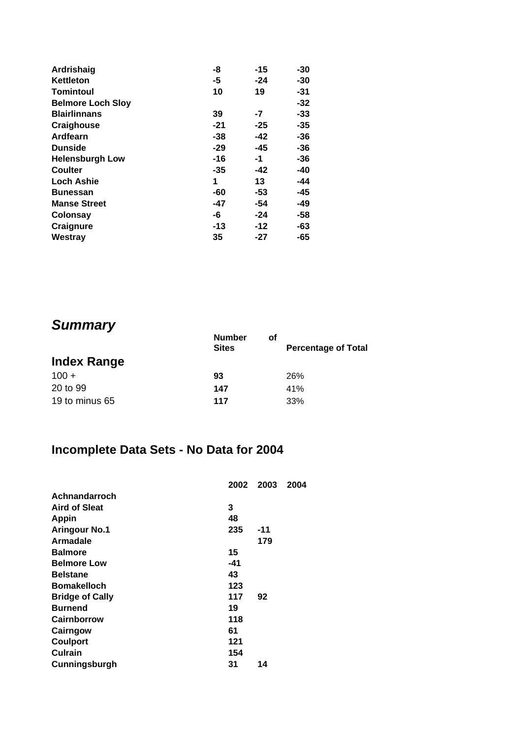| | | | |
|---|---|---|---|
| **Ardrishaig** | **-8** | **-15** | **-30** |
| **Kettleton** | **-5** | **-24** | **-30** |
| **Tomintoul** | **10** | **19** | **-31** |
| **Belmore Loch Sloy** | | | **-32** |
| **Blairlinnans** | **39** | **-7** | **-33** |
| **Craighouse** | **-21** | **-25** | **-35** |
| **Ardfearn** | **-38** | **-42** | **-36** |
| **Dunside** | **-29** | **-45** | **-36** |
| **Helensburgh Low** | **-16** | **-1** | **-36** |
| **Coulter** | **-35** | **-42** | **-40** |
| **Loch Ashie** | **1** | **13** | **-44** |
| **Bunessan** | **-60** | **-53** | **-45** |
| **Manse Street** | **-47** | **-54** | **-49** |
| **Colonsay** | **-6** | **-24** | **-58** |
| **Craignure** | **-13** | **-12** | **-63** |
| **Westray** | **35** | **-27** | **-65** |

## *Summary*

| **Index Range** | **Number of Sites** | **Percentage of Total** |
|---|---|---|
| 100 + | **93** | 26% |
| 20 to 99 | **147** | 41% |
| 19 to minus 65 | **117** | 33% |

## Incomplete Data Sets - No Data for 2004

| | **2002** | **2003** | **2004** |
|---|---|---|---|
| **Achnandarroch** | | | |
| **Aird of Sleat** | **3** | | |
| **Appin** | **48** | | |
| **Aringour No.1** | **235** | **-11** | |
| **Armadale** | | **179** | |
| **Balmore** | **15** | | |
| **Belmore Low** | **-41** | | |
| **Belstane** | **43** | | |
| **Bomakelloch** | **123** | | |
| **Bridge of Cally** | **117** | **92** | |
| **Burnend** | **19** | | |
| **Cairnborrow** | **118** | | |
| **Cairngow** | **61** | | |
| **Coulport** | **121** | | |
| **Culrain** | **154** | | |
| **Cunningsburgh** | **31** | **14** | |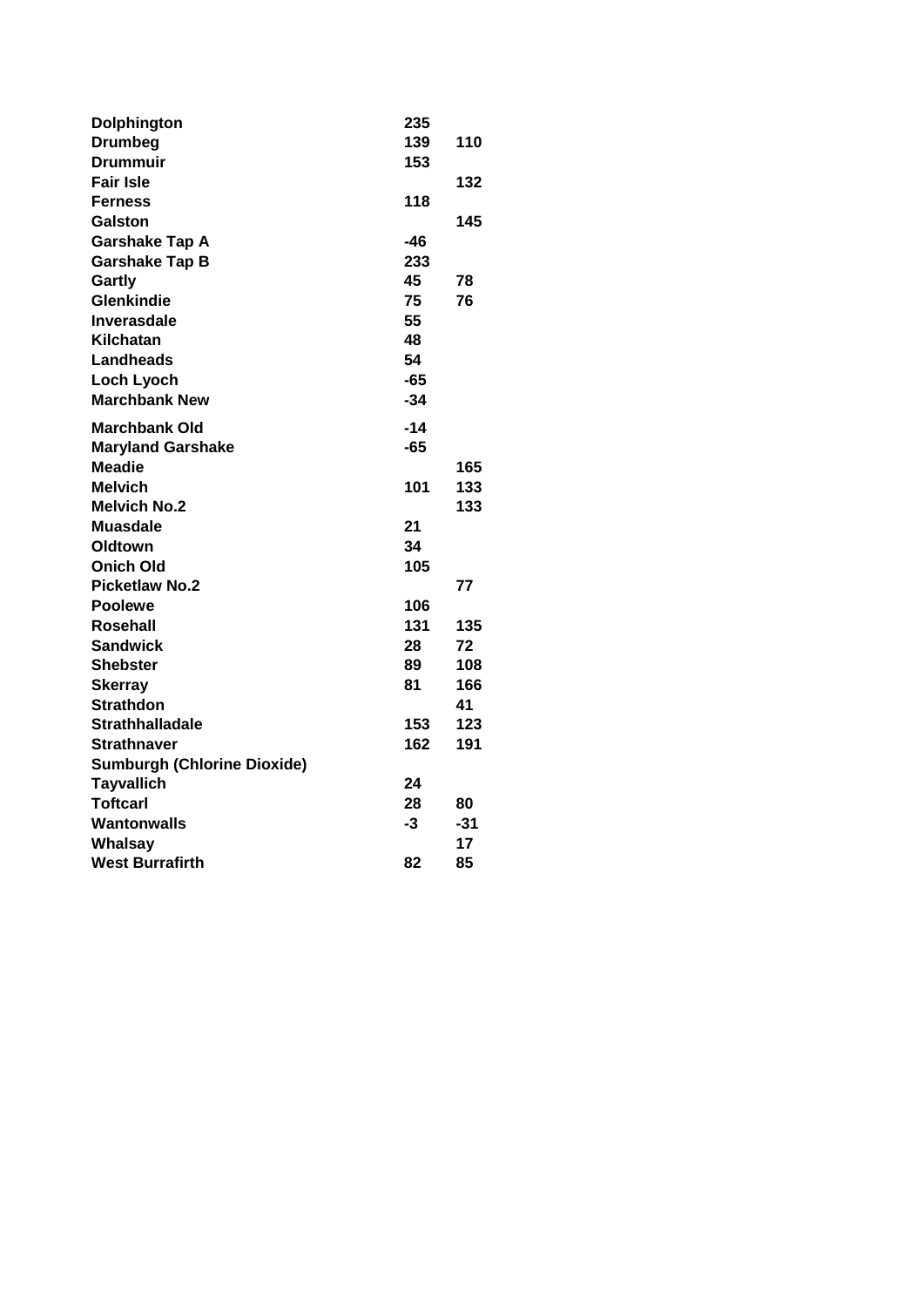| | | |
|---|---|---|
| **Dolphington** | **235** | |
| **Drumbeg** | **139** | **110** |
| **Drummuir** | **153** | |
| **Fair Isle** | | **132** |
| **Ferness** | **118** | |
| **Galston** | | **145** |
| **Garshake Tap A** | **-46** | |
| **Garshake Tap B** | **233** | |
| **Gartly** | **45** | **78** |
| **Glenkindie** | **75** | **76** |
| **Inverasdale** | **55** | |
| **Kilchatan** | **48** | |
| **Landheads** | **54** | |
| **Loch Lyoch** | **-65** | |
| **Marchbank New** | **-34** | |
| **Marchbank Old** | **-14** | |
| **Maryland Garshake** | **-65** | |
| **Meadie** | | **165** |
| **Melvich** | **101** | **133** |
| **Melvich No.2** | | **133** |
| **Muasdale** | **21** | |
| **Oldtown** | **34** | |
| **Onich Old** | **105** | |
| **Picketlaw No.2** | | **77** |
| **Poolewe** | **106** | |
| **Rosehall** | **131** | **135** |
| **Sandwick** | **28** | **72** |
| **Shebster** | **89** | **108** |
| **Skerray** | **81** | **166** |
| **Strathdon** | | **41** |
| **Strathhalladale** | **153** | **123** |
| **Strathnaver** | **162** | **191** |
| **Sumburgh (Chlorine Dioxide)** | | |
| **Tayvallich** | **24** | |
| **Toftcarl** | **28** | **80** |
| **Wantonwalls** | **-3** | **-31** |
| **Whalsay** | | **17** |
| **West Burrafirth** | **82** | **85** |